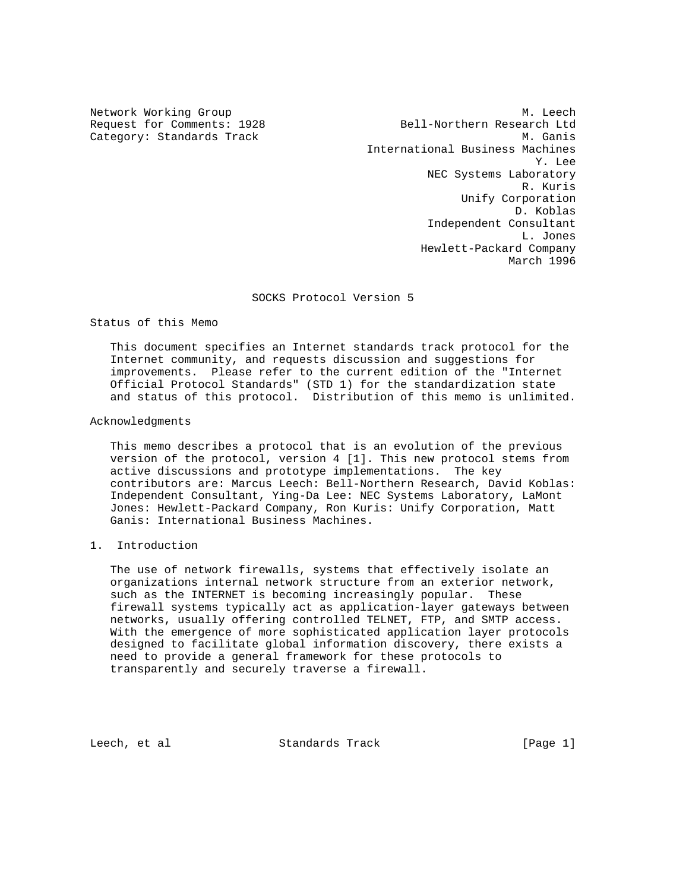Network Working Group M. Leech
Request for Comments: 1928 Bell-Northern Research Ltd
Category: Standards Track M. Ganis
International Business Machines
Y. Lee
NEC Systems Laboratory
R. Kuris
Unify Corporation
D. Koblas
Independent Consultant
L. Jones
Hewlett-Packard Company
March 1996

# SOCKS Protocol Version 5

## Status of this Memo

This document specifies an Internet standards track protocol for the Internet community, and requests discussion and suggestions for improvements. Please refer to the current edition of the "Internet Official Protocol Standards" (STD 1) for the standardization state and status of this protocol. Distribution of this memo is unlimited.

## Acknowledgments

This memo describes a protocol that is an evolution of the previous version of the protocol, version 4 [1]. This new protocol stems from active discussions and prototype implementations. The key contributors are: Marcus Leech: Bell-Northern Research, David Koblas: Independent Consultant, Ying-Da Lee: NEC Systems Laboratory, LaMont Jones: Hewlett-Packard Company, Ron Kuris: Unify Corporation, Matt Ganis: International Business Machines.

## 1. Introduction

The use of network firewalls, systems that effectively isolate an organizations internal network structure from an exterior network, such as the INTERNET is becoming increasingly popular. These firewall systems typically act as application-layer gateways between networks, usually offering controlled TELNET, FTP, and SMTP access. With the emergence of more sophisticated application layer protocols designed to facilitate global information discovery, there exists a need to provide a general framework for these protocols to transparently and securely traverse a firewall.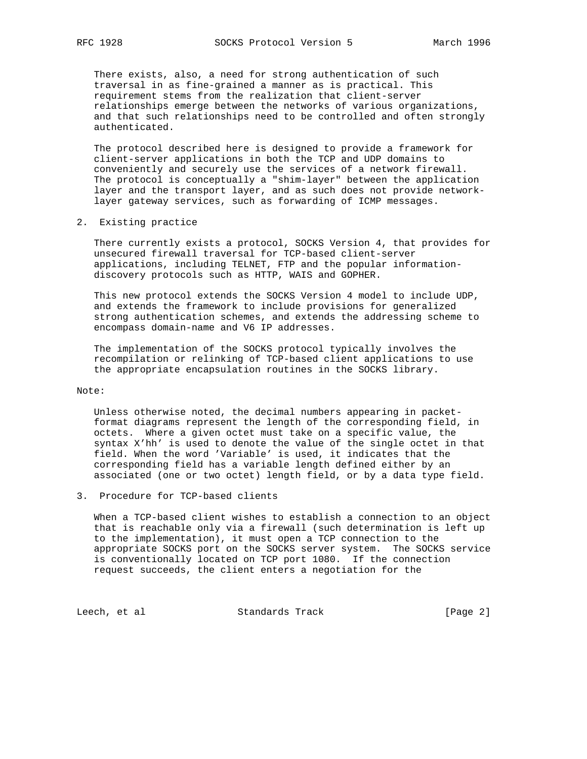There exists, also, a need for strong authentication of such traversal in as fine-grained a manner as is practical. This requirement stems from the realization that client-server relationships emerge between the networks of various organizations, and that such relationships need to be controlled and often strongly authenticated.

The protocol described here is designed to provide a framework for client-server applications in both the TCP and UDP domains to conveniently and securely use the services of a network firewall. The protocol is conceptually a "shim-layer" between the application layer and the transport layer, and as such does not provide network-layer gateway services, such as forwarding of ICMP messages.

## 2. Existing practice

There currently exists a protocol, SOCKS Version 4, that provides for unsecured firewall traversal for TCP-based client-server applications, including TELNET, FTP and the popular information-discovery protocols such as HTTP, WAIS and GOPHER.

This new protocol extends the SOCKS Version 4 model to include UDP, and extends the framework to include provisions for generalized strong authentication schemes, and extends the addressing scheme to encompass domain-name and V6 IP addresses.

The implementation of the SOCKS protocol typically involves the recompilation or relinking of TCP-based client applications to use the appropriate encapsulation routines in the SOCKS library.

Note:

Unless otherwise noted, the decimal numbers appearing in packet-format diagrams represent the length of the corresponding field, in octets. Where a given octet must take on a specific value, the syntax X'hh' is used to denote the value of the single octet in that field. When the word 'Variable' is used, it indicates that the corresponding field has a variable length defined either by an associated (one or two octet) length field, or by a data type field.

## 3. Procedure for TCP-based clients

When a TCP-based client wishes to establish a connection to an object that is reachable only via a firewall (such determination is left up to the implementation), it must open a TCP connection to the appropriate SOCKS port on the SOCKS server system. The SOCKS service is conventionally located on TCP port 1080. If the connection request succeeds, the client enters a negotiation for the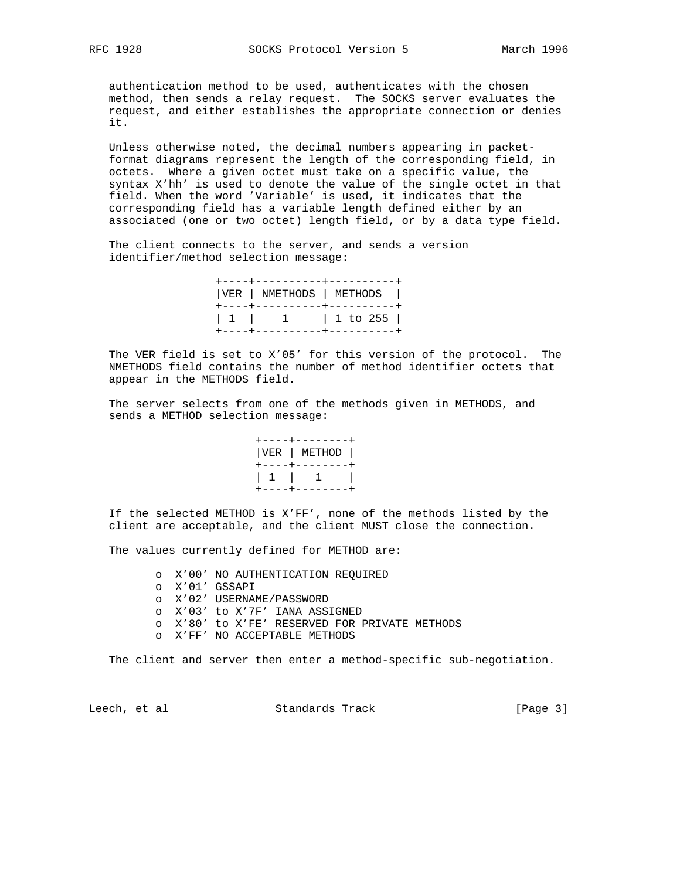authentication method to be used, authenticates with the chosen method, then sends a relay request. The SOCKS server evaluates the request, and either establishes the appropriate connection or denies it.

Unless otherwise noted, the decimal numbers appearing in packet-format diagrams represent the length of the corresponding field, in octets. Where a given octet must take on a specific value, the syntax X'hh' is used to denote the value of the single octet in that field. When the word 'Variable' is used, it indicates that the corresponding field has a variable length defined either by an associated (one or two octet) length field, or by a data type field.

The client connects to the server, and sends a version identifier/method selection message:

```
                   +----+----------+----------+
                   |VER | NMETHODS | METHODS  |
                   +----+----------+----------+
                   | 1  |    1     | 1 to 255 |
                   +----+----------+----------+
```

The VER field is set to X'05' for this version of the protocol. The NMETHODS field contains the number of method identifier octets that appear in the METHODS field.

The server selects from one of the methods given in METHODS, and sends a METHOD selection message:

```
                         +----+--------+
                         |VER | METHOD |
                         +----+--------+
                         | 1  |   1    |
                         +----+--------+
```

If the selected METHOD is X'FF', none of the methods listed by the client are acceptable, and the client MUST close the connection.

The values currently defined for METHOD are:

- X'00' NO AUTHENTICATION REQUIRED
- X'01' GSSAPI
- X'02' USERNAME/PASSWORD
- X'03' to X'7F' IANA ASSIGNED
- X'80' to X'FE' RESERVED FOR PRIVATE METHODS
- X'FF' NO ACCEPTABLE METHODS

The client and server then enter a method-specific sub-negotiation.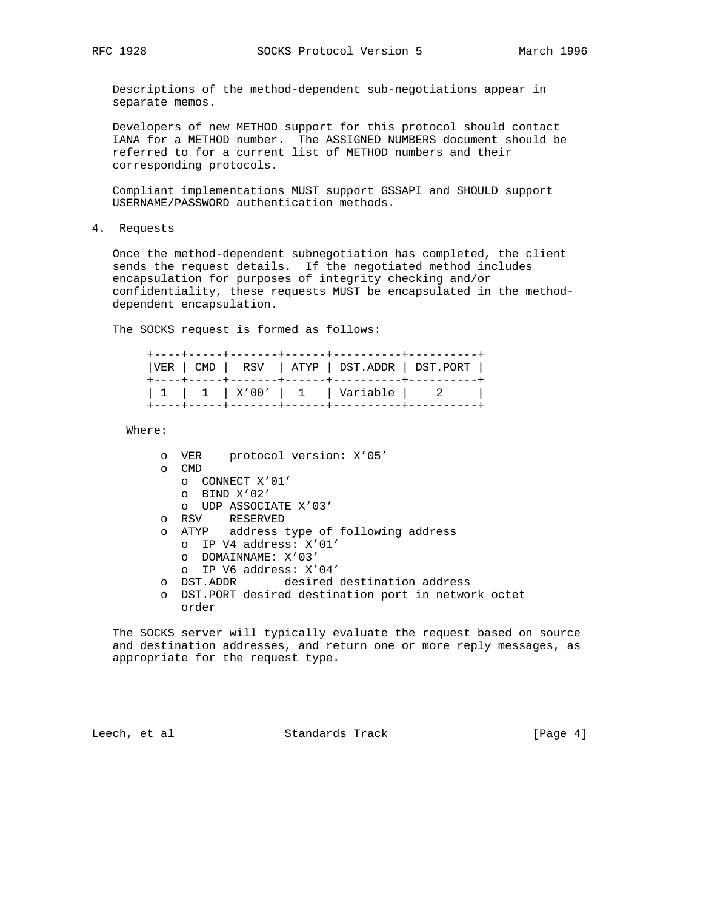Descriptions of the method-dependent sub-negotiations appear in separate memos.

Developers of new METHOD support for this protocol should contact IANA for a METHOD number. The ASSIGNED NUMBERS document should be referred to for a current list of METHOD numbers and their corresponding protocols.

Compliant implementations MUST support GSSAPI and SHOULD support USERNAME/PASSWORD authentication methods.

## 4. Requests

Once the method-dependent subnegotiation has completed, the client sends the request details. If the negotiated method includes encapsulation for purposes of integrity checking and/or confidentiality, these requests MUST be encapsulated in the method-dependent encapsulation.

The SOCKS request is formed as follows:

| VER | CMD | RSV | ATYP | DST.ADDR | DST.PORT |
|---|---|---|---|---|---|
| 1 | 1 | X'00' | 1 | Variable | 2 |

Where:

- VER protocol version: X'05'
- CMD
  - CONNECT X'01'
  - BIND X'02'
  - UDP ASSOCIATE X'03'
- RSV RESERVED
- ATYP address type of following address
  - IP V4 address: X'01'
  - DOMAINNAME: X'03'
  - IP V6 address: X'04'
- DST.ADDR desired destination address
- DST.PORT desired destination port in network octet order

The SOCKS server will typically evaluate the request based on source and destination addresses, and return one or more reply messages, as appropriate for the request type.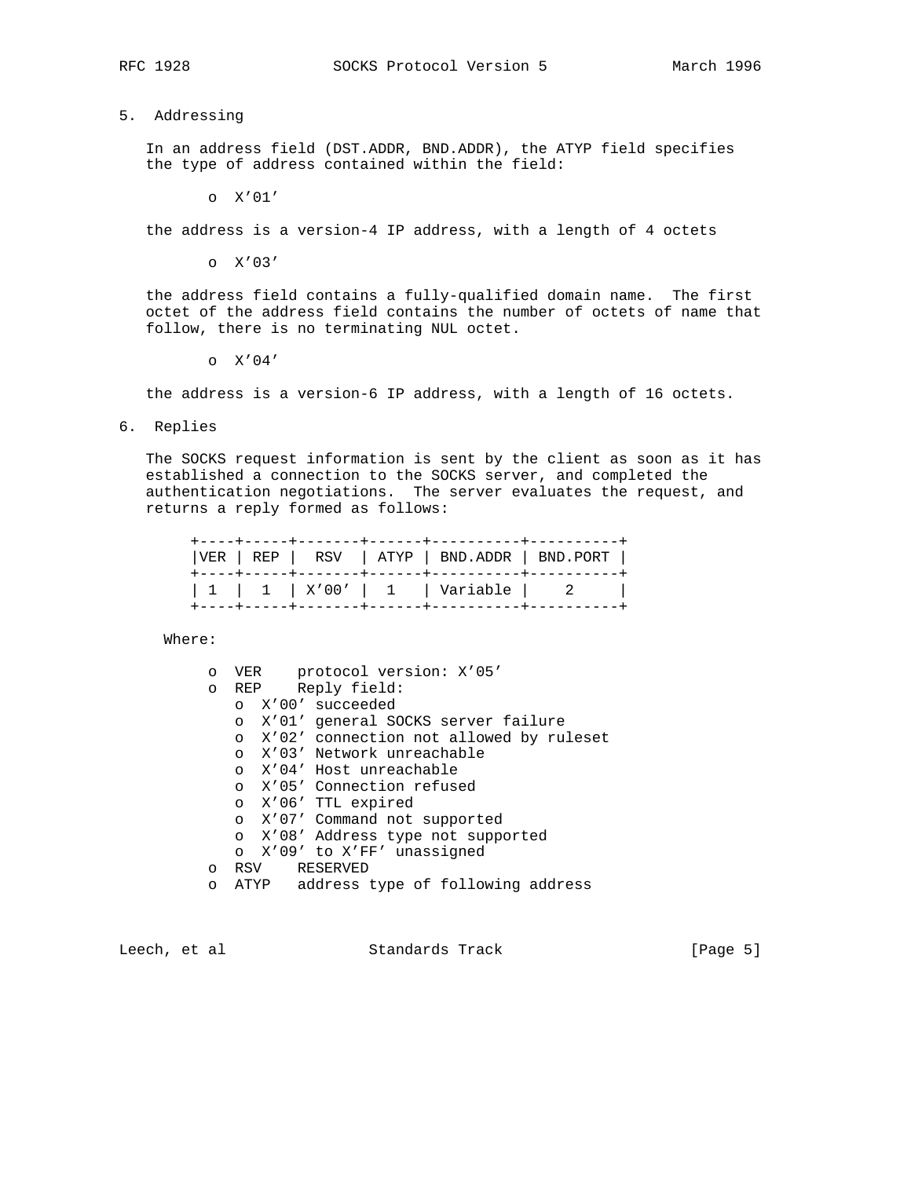## 5. Addressing

In an address field (DST.ADDR, BND.ADDR), the ATYP field specifies the type of address contained within the field:

- X'01'

the address is a version-4 IP address, with a length of 4 octets

- X'03'

the address field contains a fully-qualified domain name. The first octet of the address field contains the number of octets of name that follow, there is no terminating NUL octet.

- X'04'

the address is a version-6 IP address, with a length of 16 octets.

## 6. Replies

The SOCKS request information is sent by the client as soon as it has established a connection to the SOCKS server, and completed the authentication negotiations. The server evaluates the request, and returns a reply formed as follows:

| VER | REP | RSV | ATYP | BND.ADDR | BND.PORT |
|---|---|---|---|---|---|
| 1 | 1 | X'00' | 1 | Variable | 2 |

Where:

- VER protocol version: X'05'
- REP Reply field:
  - X'00' succeeded
  - X'01' general SOCKS server failure
  - X'02' connection not allowed by ruleset
  - X'03' Network unreachable
  - X'04' Host unreachable
  - X'05' Connection refused
  - X'06' TTL expired
  - X'07' Command not supported
  - X'08' Address type not supported
  - X'09' to X'FF' unassigned
- RSV RESERVED
- ATYP address type of following address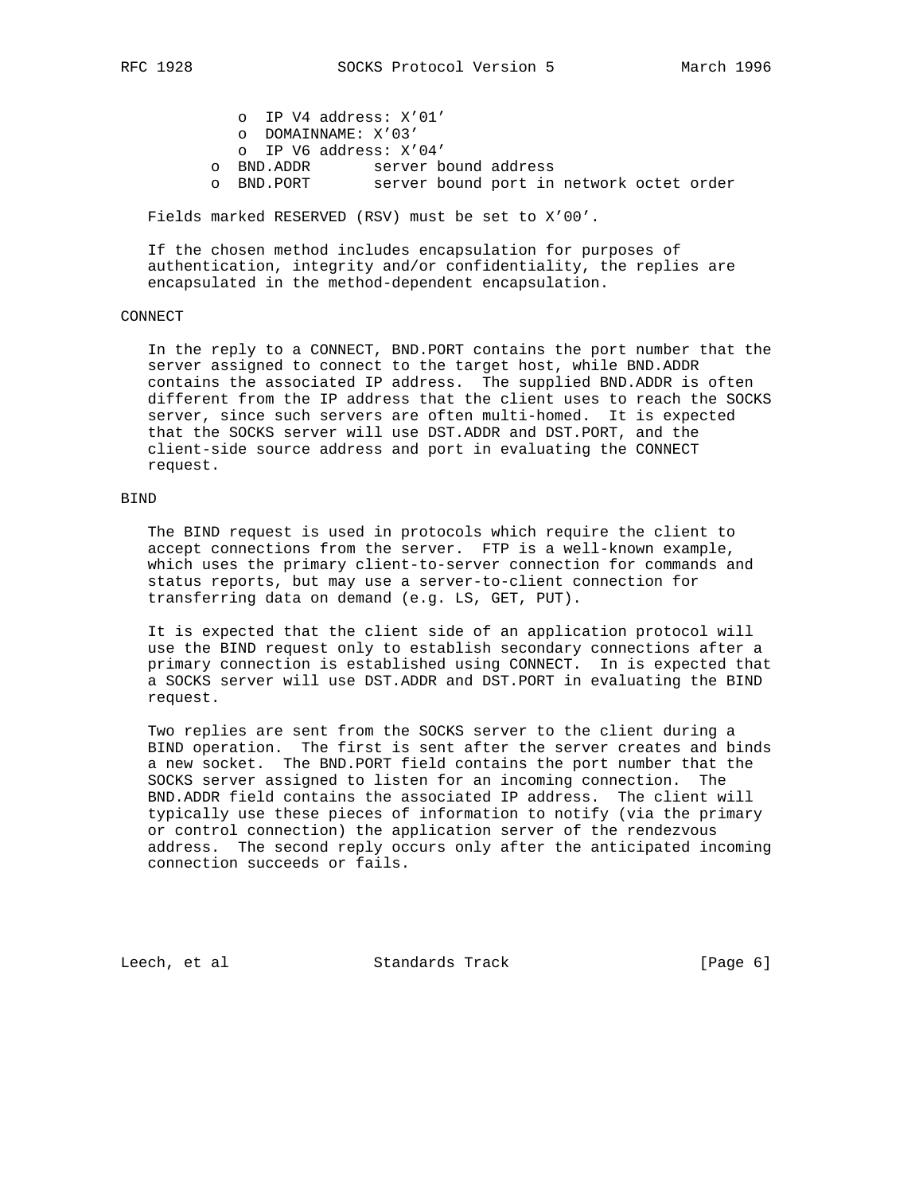- IP V4 address: X'01'
- DOMAINNAME: X'03'
- IP V6 address: X'04'

- BND.ADDR server bound address
- BND.PORT server bound port in network octet order

Fields marked RESERVED (RSV) must be set to X'00'.

If the chosen method includes encapsulation for purposes of authentication, integrity and/or confidentiality, the replies are encapsulated in the method-dependent encapsulation.

## CONNECT

In the reply to a CONNECT, BND.PORT contains the port number that the server assigned to connect to the target host, while BND.ADDR contains the associated IP address. The supplied BND.ADDR is often different from the IP address that the client uses to reach the SOCKS server, since such servers are often multi-homed. It is expected that the SOCKS server will use DST.ADDR and DST.PORT, and the client-side source address and port in evaluating the CONNECT request.

## BIND

The BIND request is used in protocols which require the client to accept connections from the server. FTP is a well-known example, which uses the primary client-to-server connection for commands and status reports, but may use a server-to-client connection for transferring data on demand (e.g. LS, GET, PUT).

It is expected that the client side of an application protocol will use the BIND request only to establish secondary connections after a primary connection is established using CONNECT. In is expected that a SOCKS server will use DST.ADDR and DST.PORT in evaluating the BIND request.

Two replies are sent from the SOCKS server to the client during a BIND operation. The first is sent after the server creates and binds a new socket. The BND.PORT field contains the port number that the SOCKS server assigned to listen for an incoming connection. The BND.ADDR field contains the associated IP address. The client will typically use these pieces of information to notify (via the primary or control connection) the application server of the rendezvous address. The second reply occurs only after the anticipated incoming connection succeeds or fails.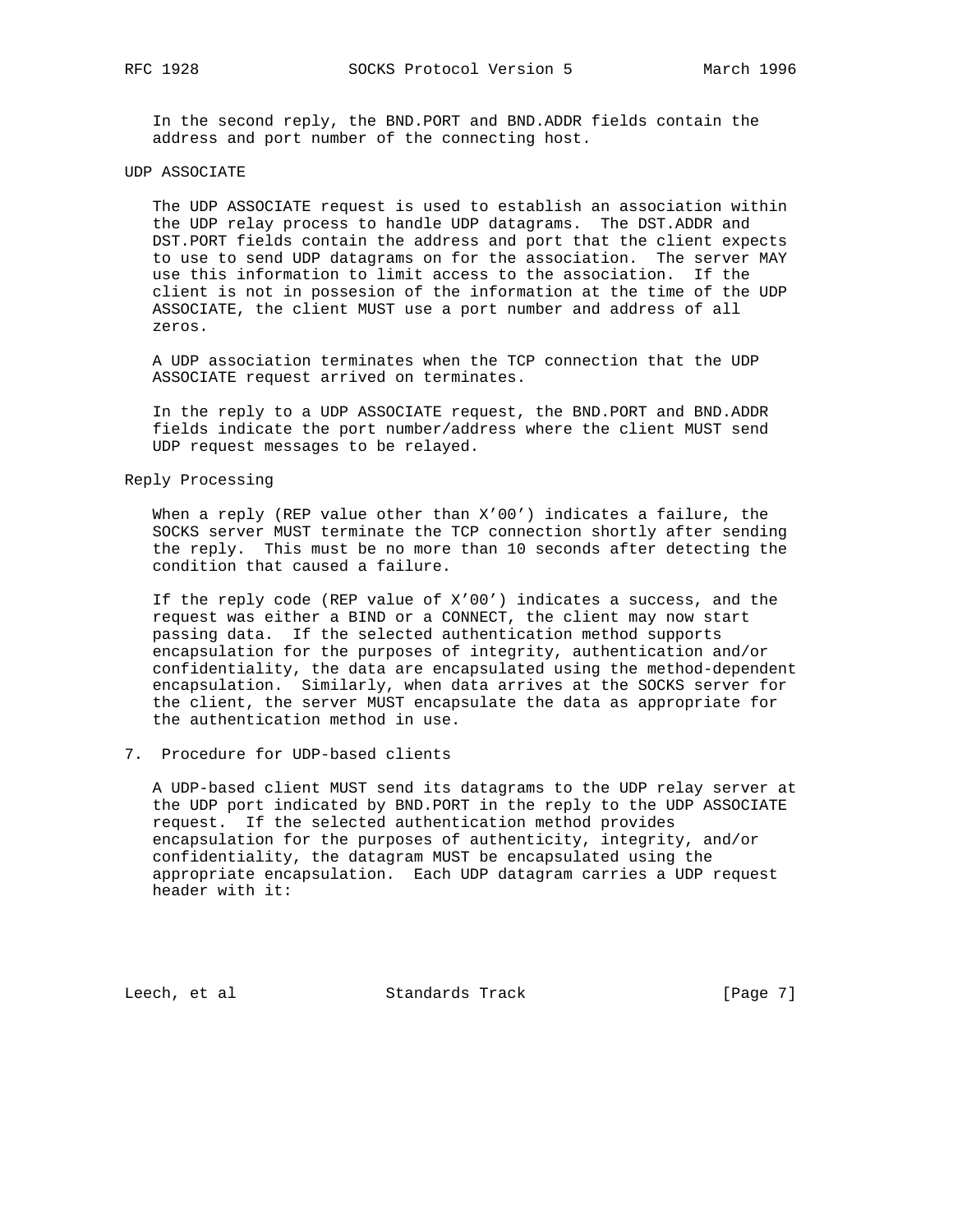In the second reply, the BND.PORT and BND.ADDR fields contain the address and port number of the connecting host.

### UDP ASSOCIATE

The UDP ASSOCIATE request is used to establish an association within the UDP relay process to handle UDP datagrams. The DST.ADDR and DST.PORT fields contain the address and port that the client expects to use to send UDP datagrams on for the association. The server MAY use this information to limit access to the association. If the client is not in possesion of the information at the time of the UDP ASSOCIATE, the client MUST use a port number and address of all zeros.

A UDP association terminates when the TCP connection that the UDP ASSOCIATE request arrived on terminates.

In the reply to a UDP ASSOCIATE request, the BND.PORT and BND.ADDR fields indicate the port number/address where the client MUST send UDP request messages to be relayed.

### Reply Processing

When a reply (REP value other than X'00') indicates a failure, the SOCKS server MUST terminate the TCP connection shortly after sending the reply. This must be no more than 10 seconds after detecting the condition that caused a failure.

If the reply code (REP value of X'00') indicates a success, and the request was either a BIND or a CONNECT, the client may now start passing data. If the selected authentication method supports encapsulation for the purposes of integrity, authentication and/or confidentiality, the data are encapsulated using the method-dependent encapsulation. Similarly, when data arrives at the SOCKS server for the client, the server MUST encapsulate the data as appropriate for the authentication method in use.

## 7. Procedure for UDP-based clients

A UDP-based client MUST send its datagrams to the UDP relay server at the UDP port indicated by BND.PORT in the reply to the UDP ASSOCIATE request. If the selected authentication method provides encapsulation for the purposes of authenticity, integrity, and/or confidentiality, the datagram MUST be encapsulated using the appropriate encapsulation. Each UDP datagram carries a UDP request header with it: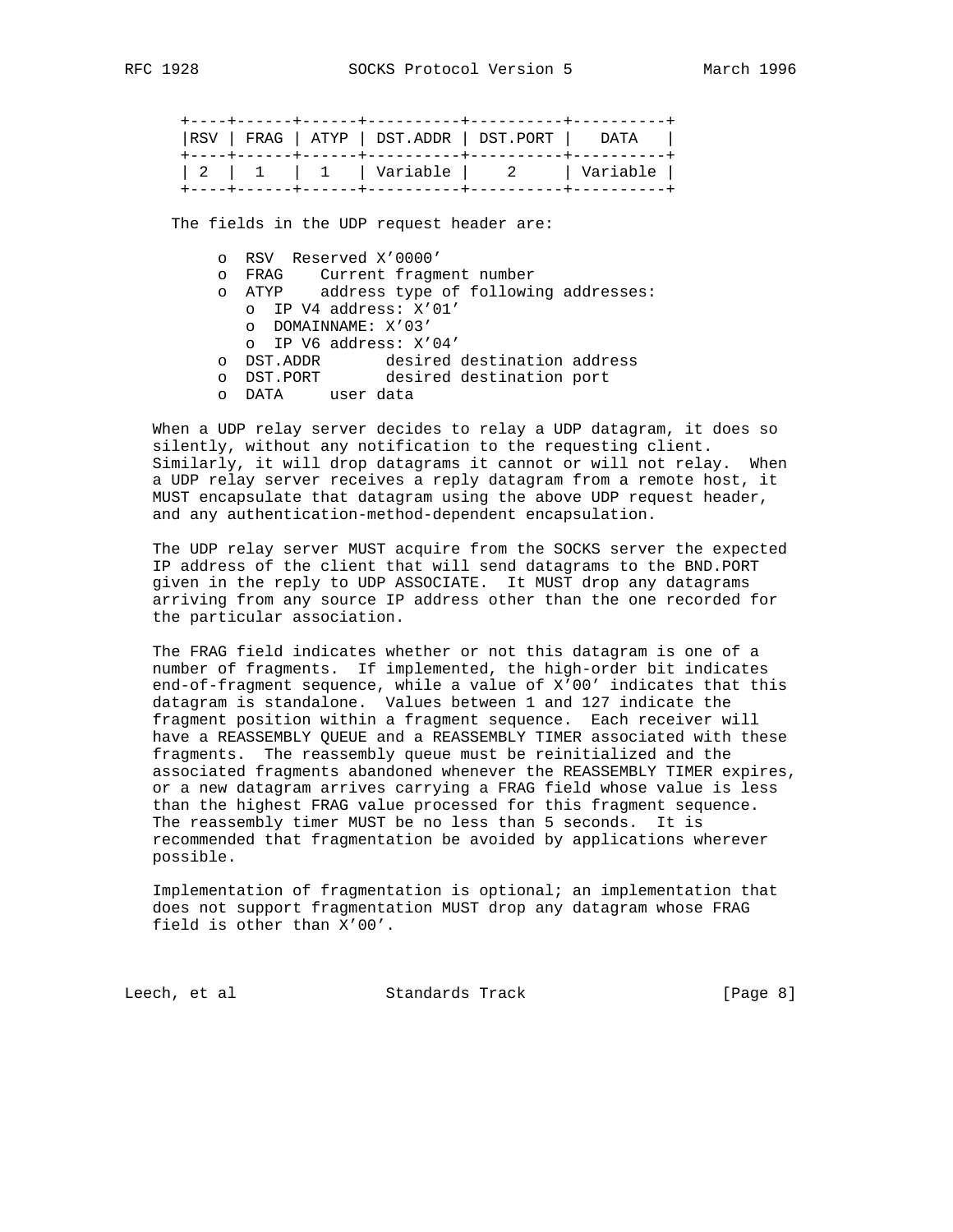| RSV | FRAG | ATYP | DST.ADDR | DST.PORT | DATA |
| --- | --- | --- | --- | --- | --- |
| 2 | 1 | 1 | Variable | 2 | Variable |

The fields in the UDP request header are:

- RSV  Reserved X'0000'
- FRAG    Current fragment number
- ATYP    address type of following addresses:
    - IP V4 address: X'01'
    - DOMAINNAME: X'03'
    - IP V6 address: X'04'
- DST.ADDR       desired destination address
- DST.PORT       desired destination port
- DATA     user data

When a UDP relay server decides to relay a UDP datagram, it does so silently, without any notification to the requesting client. Similarly, it will drop datagrams it cannot or will not relay. When a UDP relay server receives a reply datagram from a remote host, it MUST encapsulate that datagram using the above UDP request header, and any authentication-method-dependent encapsulation.

The UDP relay server MUST acquire from the SOCKS server the expected IP address of the client that will send datagrams to the BND.PORT given in the reply to UDP ASSOCIATE. It MUST drop any datagrams arriving from any source IP address other than the one recorded for the particular association.

The FRAG field indicates whether or not this datagram is one of a number of fragments. If implemented, the high-order bit indicates end-of-fragment sequence, while a value of X'00' indicates that this datagram is standalone. Values between 1 and 127 indicate the fragment position within a fragment sequence. Each receiver will have a REASSEMBLY QUEUE and a REASSEMBLY TIMER associated with these fragments. The reassembly queue must be reinitialized and the associated fragments abandoned whenever the REASSEMBLY TIMER expires, or a new datagram arrives carrying a FRAG field whose value is less than the highest FRAG value processed for this fragment sequence. The reassembly timer MUST be no less than 5 seconds. It is recommended that fragmentation be avoided by applications wherever possible.

Implementation of fragmentation is optional; an implementation that does not support fragmentation MUST drop any datagram whose FRAG field is other than X'00'.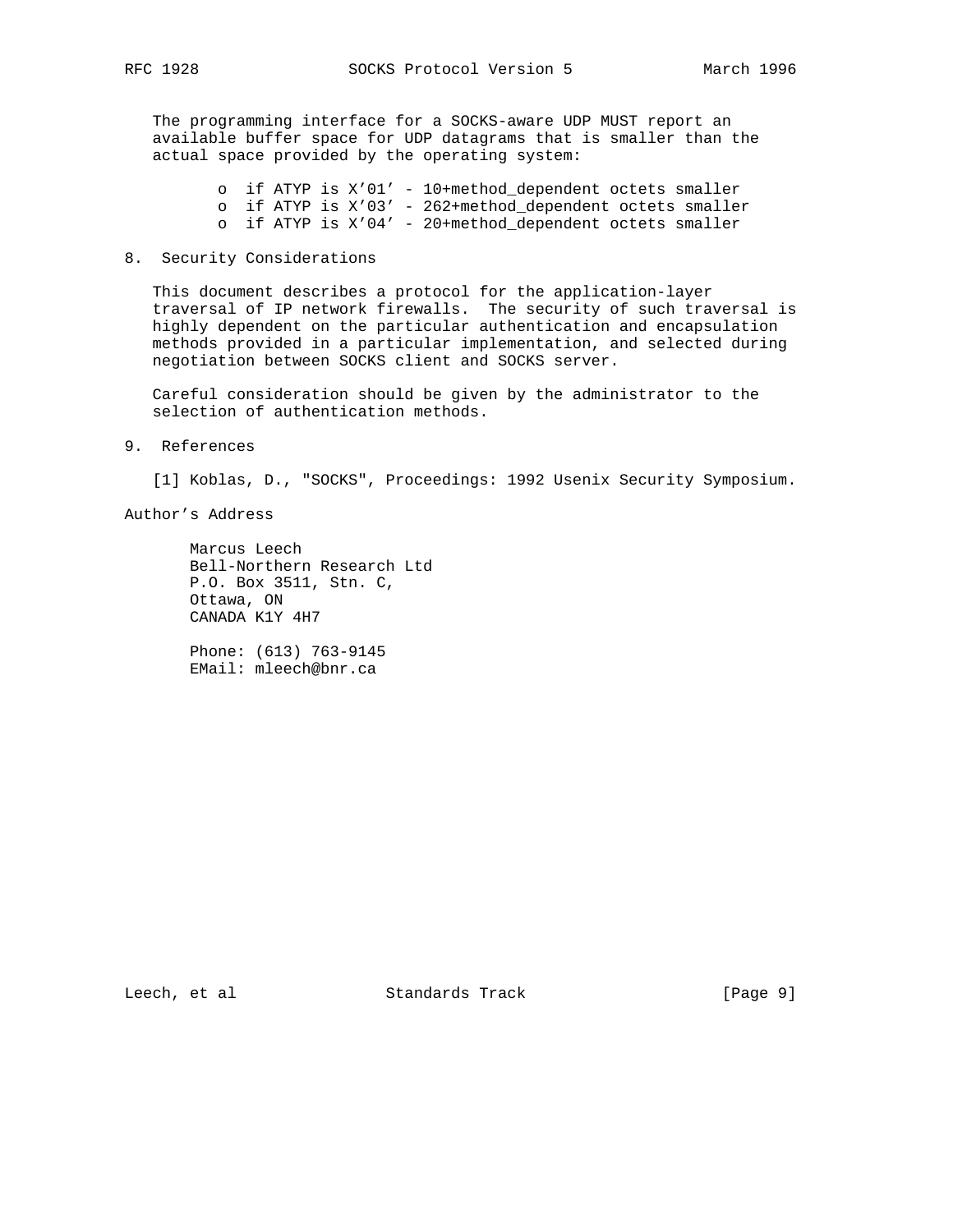The programming interface for a SOCKS-aware UDP MUST report an available buffer space for UDP datagrams that is smaller than the actual space provided by the operating system:

- if ATYP is X'01' - 10+method_dependent octets smaller
- if ATYP is X'03' - 262+method_dependent octets smaller
- if ATYP is X'04' - 20+method_dependent octets smaller

## 8. Security Considerations

This document describes a protocol for the application-layer traversal of IP network firewalls. The security of such traversal is highly dependent on the particular authentication and encapsulation methods provided in a particular implementation, and selected during negotiation between SOCKS client and SOCKS server.

Careful consideration should be given by the administrator to the selection of authentication methods.

## 9. References

[1] Koblas, D., "SOCKS", Proceedings: 1992 Usenix Security Symposium.

## Author's Address

Marcus Leech
Bell-Northern Research Ltd
P.O. Box 3511, Stn. C,
Ottawa, ON
CANADA K1Y 4H7

Phone: (613) 763-9145
EMail: mleech@bnr.ca